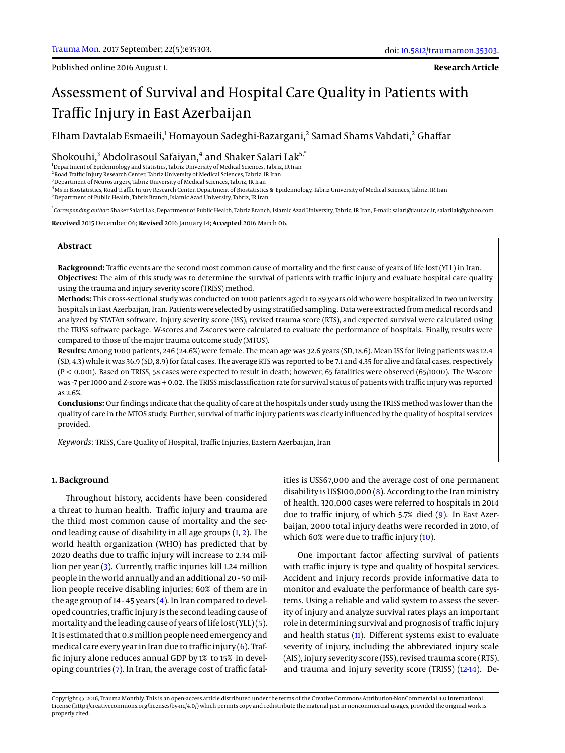Published online 2016 August 1.

**Research Article**

# Assessment of Survival and Hospital Care Quality in Patients with Traffic Injury in East Azerbaijan

Elham Davtalab Esmaeili,[1] Homayoun Sadeghi-Bazargani,[2] Samad Shams Vahdati,[2] Ghaffar Shokouhi,[3] Abdolrasoul Safaiyan,[4] and Shaker Salari Lak[5,*]

[1]Department of Epidemiology and Statistics, Tabriz University of Medical Sciences, Tabriz, IR Iran
[2]Road Traffic Injury Research Center, Tabriz University of Medical Sciences, Tabriz, IR Iran
[3]Department of Neurosurgery, Tabriz University of Medical Sciences, Tabriz, IR Iran
[4]Ms in Biostatistics, Road Traffic Injury Research Center, Department of Biostatistics & Epidemiology, Tabriz University of Medical Sciences, Tabriz, IR Iran
[5]Department of Public Health, Tabriz Branch, Islamic Azad University, Tabriz, IR Iran

[*]*Corresponding author*: Shaker Salari Lak, Department of Public Health, Tabriz Branch, Islamic Azad University, Tabriz, IR Iran, E-mail: salari@iaut.ac.ir, salarilak@yahoo.com

**Received** 2015 December 06; **Revised** 2016 January 14; **Accepted** 2016 March 06.

## Abstract

**Background:** Traffic events are the second most common cause of mortality and the first cause of years of life lost (YLL) in Iran.
**Objectives:** The aim of this study was to determine the survival of patients with traffic injury and evaluate hospital care quality using the trauma and injury severity score (TRISS) method.
**Methods:** This cross-sectional study was conducted on 1000 patients aged 1 to 89 years old who were hospitalized in two university hospitals in East Azerbaijan, Iran. Patients were selected by using stratified sampling. Data were extracted from medical records and analyzed by STATA11 software. Injury severity score (ISS), revised trauma score (RTS), and expected survival were calculated using the TRISS software package. W-scores and Z-scores were calculated to evaluate the performance of hospitals. Finally, results were compared to those of the major trauma outcome study (MTOS).
**Results:** Among 1000 patients, 246 (24.6%) were female. The mean age was 32.6 years (SD, 18.6). Mean ISS for living patients was 12.4 (SD, 4.3) while it was 36.9 (SD, 8.9) for fatal cases. The average RTS was reported to be 7.1 and 4.35 for alive and fatal cases, respectively ($P < 0.001$). Based on TRISS, 58 cases were expected to result in death; however, 65 fatalities were observed (65/1000). The W-score was -7 per 1000 and Z-score was + 0.02. The TRISS misclassification rate for survival status of patients with traffic injury was reported as 2.6%.
**Conclusions:** Our findings indicate that the quality of care at the hospitals under study using the TRISS method was lower than the quality of care in the MTOS study. Further, survival of traffic injury patients was clearly influenced by the quality of hospital services provided.

*Keywords:* TRISS, Care Quality of Hospital, Traffic Injuries, Eastern Azerbaijan, Iran

## 1. Background

Throughout history, accidents have been considered a threat to human health. Traffic injury and trauma are the third most common cause of mortality and the second leading cause of disability in all age groups (1, 2). The world health organization (WHO) has predicted that by 2020 deaths due to traffic injury will increase to 2.34 million per year (3). Currently, traffic injuries kill 1.24 million people in the world annually and an additional 20 - 50 million people receive disabling injuries; 60% of them are in the age group of 14 - 45 years (4). In Iran compared to developed countries, traffic injury is the second leading cause of mortality and the leading cause of years of life lost (YLL) (5). It is estimated that 0.8 million people need emergency and medical care every year in Iran due to traffic injury (6). Traffic injury alone reduces annual GDP by 1% to 15% in developing countries (7). In Iran, the average cost of traffic fatalities is US$67,000 and the average cost of one permanent disability is US$100,000 (8). According to the Iran ministry of health, 320,000 cases were referred to hospitals in 2014 due to traffic injury, of which 5.7% died (9). In East Azerbaijan, 2000 total injury deaths were recorded in 2010, of which 60% were due to traffic injury (10).

One important factor affecting survival of patients with traffic injury is type and quality of hospital services. Accident and injury records provide informative data to monitor and evaluate the performance of health care systems. Using a reliable and valid system to assess the severity of injury and analyze survival rates plays an important role in determining survival and prognosis of traffic injury and health status (11). Different systems exist to evaluate severity of injury, including the abbreviated injury scale (AIS), injury severity score (ISS), revised trauma score (RTS), and trauma and injury severity score (TRISS) (12-14). De-

Copyright © 2016, Trauma Monthly. This is an open-access article distributed under the terms of the Creative Commons Attribution-NonCommercial 4.0 International License (http://creativecommons.org/licenses/by-nc/4.0/) which permits copy and redistribute the material just in noncommercial usages, provided the original work is properly cited.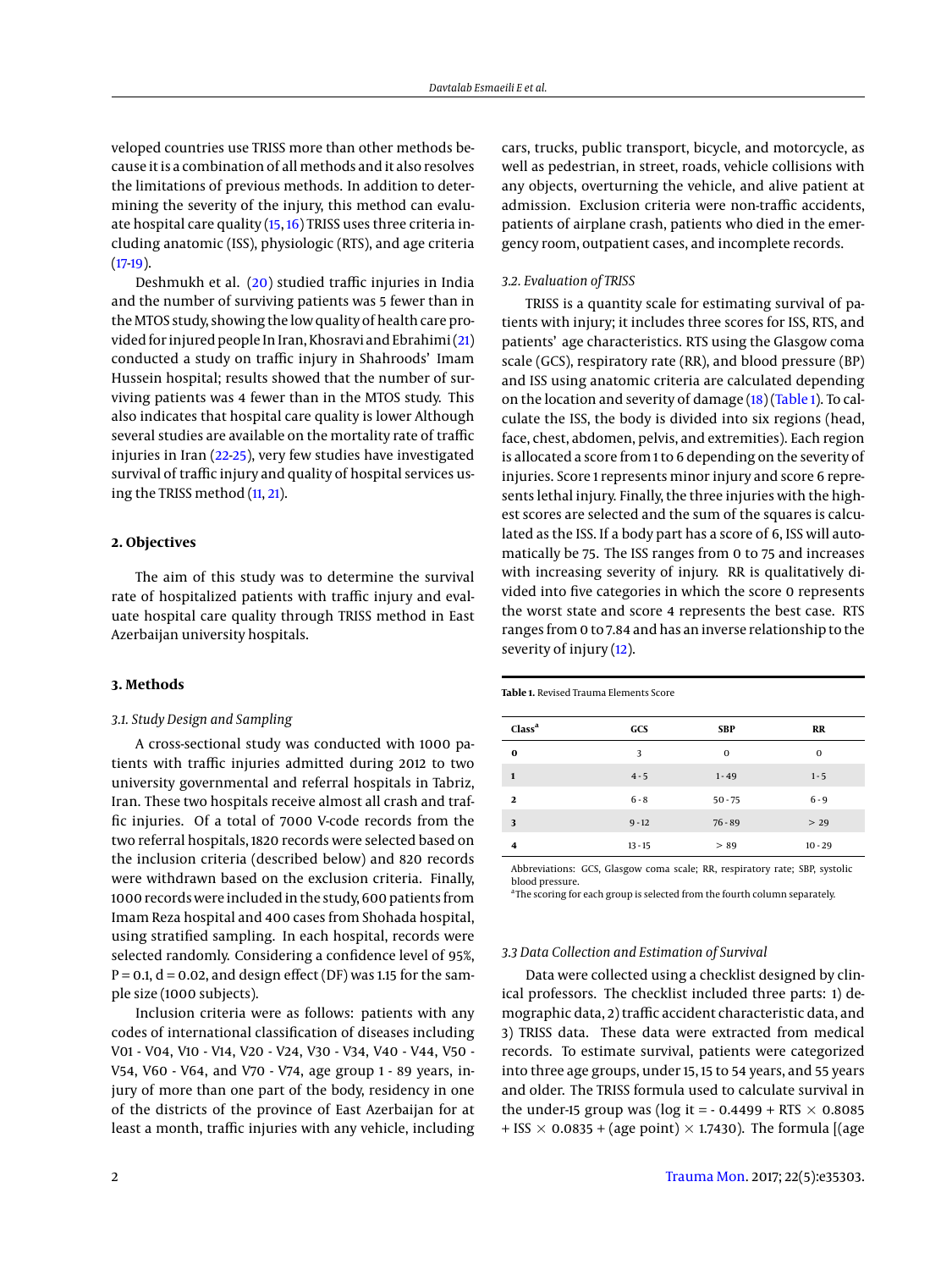veloped countries use TRISS more than other methods because it is a combination of all methods and it also resolves the limitations of previous methods. In addition to determining the severity of the injury, this method can evaluate hospital care quality (15, 16) TRISS uses three criteria including anatomic (ISS), physiologic (RTS), and age criteria (17-19).

Deshmukh et al. (20) studied traffic injuries in India and the number of surviving patients was 5 fewer than in the MTOS study, showing the low quality of health care provided for injured people In Iran, Khosravi and Ebrahimi (21) conducted a study on traffic injury in Shahrods' Imam Hussein hospital; results showed that the number of surviving patients was 4 fewer than in the MTOS study. This also indicates that hospital care quality is lower Although several studies are available on the mortality rate of traffic injuries in Iran (22-25), very few studies have investigated survival of traffic injury and quality of hospital services using the TRISS method (11, 21).

## 2. Objectives

The aim of this study was to determine the survival rate of hospitalized patients with traffic injury and evaluate hospital care quality through TRISS method in East Azerbaijan university hospitals.

## 3. Methods

### 3.1. Study Design and Sampling

A cross-sectional study was conducted with 1000 patients with traffic injuries admitted during 2012 to two university governmental and referral hospitals in Tabriz, Iran. These two hospitals receive almost all crash and traffic injuries. Of a total of 7000 V-code records from the two referral hospitals, 1820 records were selected based on the inclusion criteria (described below) and 820 records were withdrawn based on the exclusion criteria. Finally, 1000 records were included in the study, 600 patients from Imam Reza hospital and 400 cases from Shohada hospital, using stratified sampling. In each hospital, records were selected randomly. Considering a confidence level of 95%, P = 0.1, d = 0.02, and design effect (DF) was 1.15 for the sample size (1000 subjects).

Inclusion criteria were as follows: patients with any codes of international classification of diseases including V01 - V04, V10 - V14, V20 - V24, V30 - V34, V40 - V44, V50 - V54, V60 - V64, and V70 - V74, age group 1 - 89 years, injury of more than one part of the body, residency in one of the districts of the province of East Azerbaijan for at least a month, traffic injuries with any vehicle, including cars, trucks, public transport, bicycle, and motorcycle, as well as pedestrian, in street, roads, vehicle collisions with any objects, overturning the vehicle, and alive patient at admission. Exclusion criteria were non-traffic accidents, patients of airplane crash, patients who died in the emergency room, outpatient cases, and incomplete records.

### 3.2. Evaluation of TRISS

TRISS is a quantity scale for estimating survival of patients with injury; it includes three scores for ISS, RTS, and patients' age characteristics. RTS using the Glasgow coma scale (GCS), respiratory rate (RR), and blood pressure (BP) and ISS using anatomic criteria are calculated depending on the location and severity of damage (18) (Table 1). To calculate the ISS, the body is divided into six regions (head, face, chest, abdomen, pelvis, and extremities). Each region is allocated a score from 1 to 6 depending on the severity of injuries. Score 1 represents minor injury and score 6 represents lethal injury. Finally, the three injuries with the highest scores are selected and the sum of the squares is calculated as the ISS. If a body part has a score of 6, ISS will automatically be 75. The ISS ranges from 0 to 75 and increases with increasing severity of injury. RR is qualitatively divided into five categories in which the score 0 represents the worst state and score 4 represents the best case. RTS ranges from 0 to 7.84 and has an inverse relationship to the severity of injury (12).

**Table 1.** Revised Trauma Elements Score

| Class[a] | GCS | SBP | RR |
|---|---|---|---|
| 0 | 3 | 0 | 0 |
| 1 | 4 - 5 | 1 - 49 | 1 - 5 |
| 2 | 6 - 8 | 50 - 75 | 6 - 9 |
| 3 | 9 - 12 | 76 - 89 | > 29 |
| 4 | 13 - 15 | > 89 | 10 - 29 |

Abbreviations: GCS, Glasgow coma scale; RR, respiratory rate; SBP, systolic blood pressure.

[a]The scoring for each group is selected from the fourth column separately.

### 3.3 Data Collection and Estimation of Survival

Data were collected using a checklist designed by clinical professors. The checklist included three parts: 1) demographic data, 2) traffic accident characteristic data, and 3) TRISS data. These data were extracted from medical records. To estimate survival, patients were categorized into three age groups, under 15, 15 to 54 years, and 55 years and older. The TRISS formula used to calculate survival in the under-15 group was (log it = - 0.4499 + RTS $\times$ 0.8085 + ISS $\times$ 0.0835 + (age point) $\times$ 1.7430). The formula [(age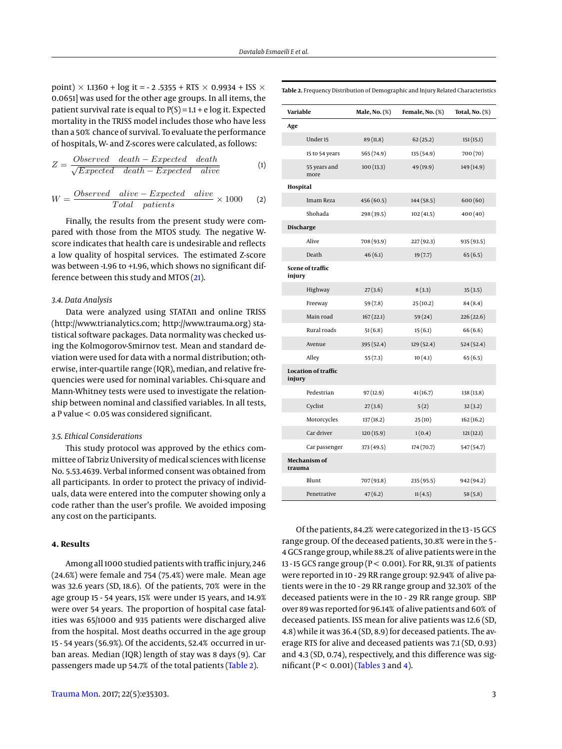point) × 1.1360 + log it = - 2 .5355 + RTS × 0.9934 + ISS × 0.0651] was used for the other age groups. In all items, the patient survival rate is equal to P(S) = 1.1 + e log it. Expected mortality in the TRISS model includes those who have less than a 50% chance of survival. To evaluate the performance of hospitals, W- and Z-scores were calculated, as follows:

$$Z = \frac{Observed \quad death - Expected \quad death}{\sqrt{Expected \quad death - Expected \quad alive}} \tag{1}$$

$$W = \frac{Observed \quad alive - Expected \quad alive}{Total \quad patients} \times 1000 \tag{2}$$

Finally, the results from the present study were compared with those from the MTOS study. The negative W-score indicates that health care is undesirable and reflects a low quality of hospital services. The estimated Z-score was between -1.96 to +1.96, which shows no significant difference between this study and MTOS (21).

### 3.4. Data Analysis

Data were analyzed using STATA11 and online TRISS (http://www.trianalytics.com; http://www.trauma.org) statistical software packages. Data normality was checked using the Kolmogorov-Smirnov test. Mean and standard deviation were used for data with a normal distribution; otherwise, inter-quartile range (IQR), median, and relative frequencies were used for nominal variables. Chi-square and Mann-Whitney tests were used to investigate the relationship between nominal and classified variables. In all tests, a P value < 0.05 was considered significant.

### 3.5. Ethical Considerations

This study protocol was approved by the ethics committee of Tabriz University of medical sciences with license No. 5.53.4639. Verbal informed consent was obtained from all participants. In order to protect the privacy of individuals, data were entered into the computer showing only a code rather than the user's profile. We avoided imposing any cost on the participants.

## 4. Results

Among all 1000 studied patients with traffic injury, 246 (24.6%) were female and 754 (75.4%) were male. Mean age was 32.6 years (SD, 18.6). Of the patients, 70% were in the age group 15 - 54 years, 15% were under 15 years, and 14.9% were over 54 years. The proportion of hospital case fatalities was 65/1000 and 935 patients were discharged alive from the hospital. Most deaths occurred in the age group 15 - 54 years (56.9%). Of the accidents, 52.4% occurred in urban areas. Median (IQR) length of stay was 8 days (9). Car passengers made up 54.7% of the total patients (Table 2).

**Table 2.** Frequency Distribution of Demographic and Injury Related Characteristics

| Variable | Male, No. (%) | Female, No. (%) | Total, No. (%) |
|---|---|---|---|
| **Age** | | | |
| Under 15 | 89 (11.8) | 62 (25.2) | 151 (15.1) |
| 15 to 54 years | 565 (74.9) | 135 (54.9) | 700 (70) |
| 55 years and more | 100 (13.3) | 49 (19.9) | 149 (14.9) |
| **Hospital** | | | |
| Imam Reza | 456 (60.5) | 144 (58.5) | 600 (60) |
| Shohada | 298 (39.5) | 102 (41.5) | 400 (40) |
| **Discharge** | | | |
| Alive | 708 (93.9) | 227 (92.3) | 935 (93.5) |
| Death | 46 (6.1) | 19 (7.7) | 65 (6.5) |
| **Scene of traffic injury** | | | |
| Highway | 27 (3.6) | 8 (3.3) | 35 (3.5) |
| Freeway | 59 (7.8) | 25 (10.2) | 84 (8.4) |
| Main road | 167 (22.1) | 59 (24) | 226 (22.6) |
| Rural roads | 51 (6.8) | 15 (6.1) | 66 (6.6) |
| Avenue | 395 (52.4) | 129 (52.4) | 524 (52.4) |
| Alley | 55 (7.3) | 10 (4.1) | 65 (6.5) |
| **Location of traffic injury** | | | |
| Pedestrian | 97 (12.9) | 41 (16.7) | 138 (13.8) |
| Cyclist | 27 (3.6) | 5 (2) | 32 (3.2) |
| Motorcycles | 137 (18.2) | 25 (10) | 162 (16.2) |
| Car driver | 120 (15.9) | 1 (0.4) | 121 (12.1) |
| Car passenger | 373 (49.5) | 174 (70.7) | 547 (54.7) |
| **Mechanism of trauma** | | | |
| Blunt | 707 (93.8) | 235 (95.5) | 942 (94.2) |
| Penetrative | 47 (6.2) | 11 (4.5) | 58 (5.8) |

Of the patients, 84.2% were categorized in the 13 - 15 GCS range group. Of the deceased patients, 30.8% were in the 5 - 4 GCS range group, while 88.2% of alive patients were in the 13 - 15 GCS range group (P < 0.001). For RR, 91.3% of patients were reported in 10 - 29 RR range group: 92.94% of alive patients were in the 10 - 29 RR range group and 32.30% of the deceased patients were in the 10 - 29 RR range group. SBP over 89 was reported for 96.14% of alive patients and 60% of deceased patients. ISS mean for alive patients was 12.6 (SD, 4.8) while it was 36.4 (SD, 8.9) for deceased patients. The average RTS for alive and deceased patients was 7.1 (SD, 0.93) and 4.3 (SD, 0.74), respectively, and this difference was significant (P < 0.001) (Tables 3 and 4).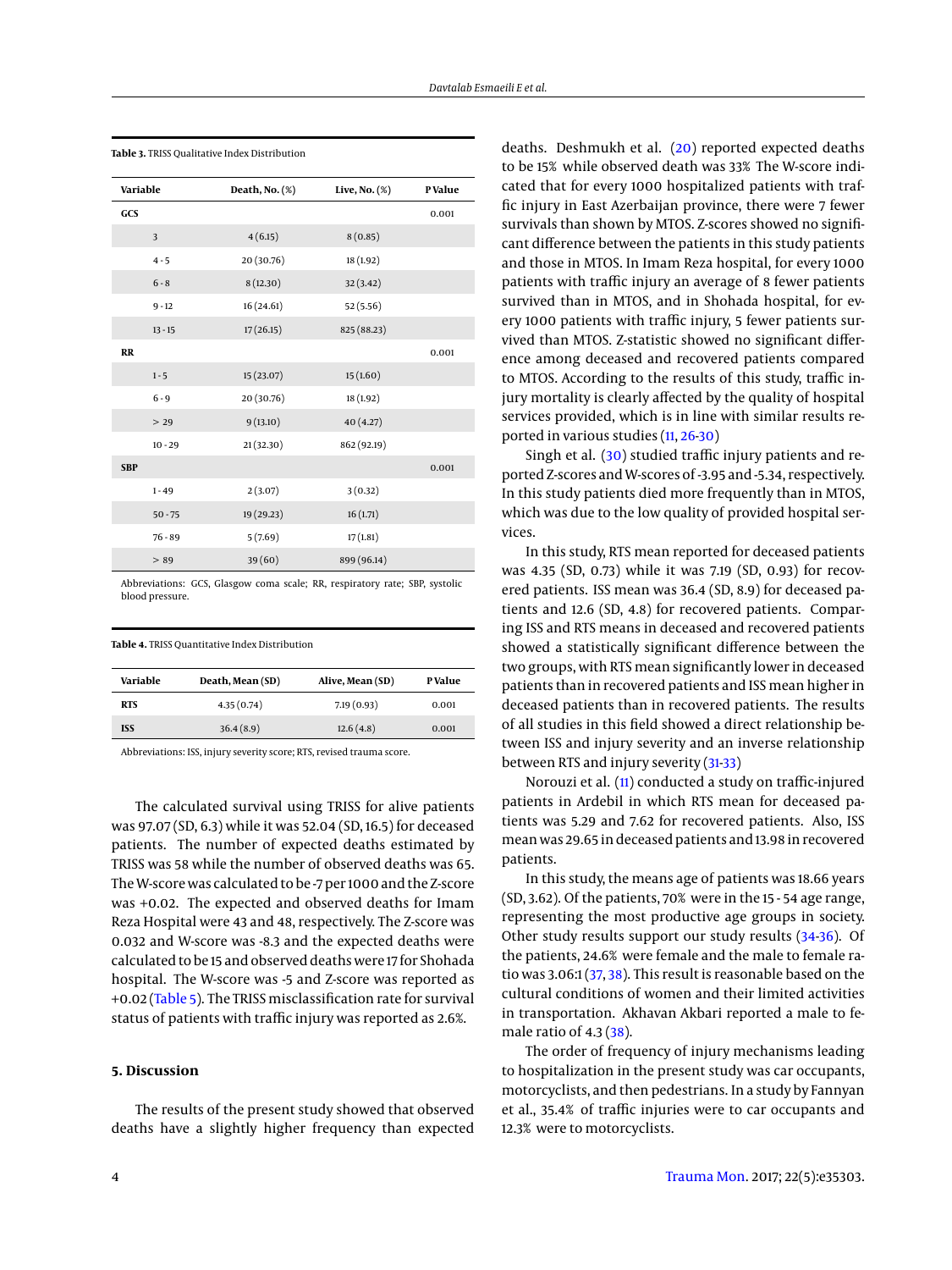**Table 3.** TRISS Qualitative Index Distribution

| Variable | Death, No. (%) | Live, No. (%) | P Value |
|---|---|---|---|
| **GCS** | | | 0.001 |
| 3 | 4 (6.15) | 8 (0.85) | |
| 4 - 5 | 20 (30.76) | 18 (1.92) | |
| 6 - 8 | 8 (12.30) | 32 (3.42) | |
| 9 - 12 | 16 (24.61) | 52 (5.56) | |
| 13 - 15 | 17 (26.15) | 825 (88.23) | |
| **RR** | | | 0.001 |
| 1 - 5 | 15 (23.07) | 15 (1.60) | |
| 6 - 9 | 20 (30.76) | 18 (1.92) | |
| > 29 | 9 (13.10) | 40 (4.27) | |
| 10 - 29 | 21 (32.30) | 862 (92.19) | |
| **SBP** | | | 0.001 |
| 1 - 49 | 2 (3.07) | 3 (0.32) | |
| 50 - 75 | 19 (29.23) | 16 (1.71) | |
| 76 - 89 | 5 (7.69) | 17 (1.81) | |
| > 89 | 39 (60) | 899 (96.14) | |

Abbreviations: GCS, Glasgow coma scale; RR, respiratory rate; SBP, systolic blood pressure.

**Table 4.** TRISS Quantitative Index Distribution

| Variable | Death, Mean (SD) | Alive, Mean (SD) | P Value |
|---|---|---|---|
| **RTS** | 4.35 (0.74) | 7.19 (0.93) | 0.001 |
| **ISS** | 36.4 (8.9) | 12.6 (4.8) | 0.001 |

Abbreviations: ISS, injury severity score; RTS, revised trauma score.

The calculated survival using TRISS for alive patients was 97.07 (SD, 6.3) while it was 52.04 (SD, 16.5) for deceased patients. The number of expected deaths estimated by TRISS was 58 while the number of observed deaths was 65. The W-score was calculated to be -7 per 1000 and the Z-score was +0.02. The expected and observed deaths for Imam Reza Hospital were 43 and 48, respectively. The Z-score was 0.032 and W-score was -8.3 and the expected deaths were calculated to be 15 and observed deaths were 17 for Shohada hospital. The W-score was -5 and Z-score was reported as +0.02 (Table 5). The TRISS misclassification rate for survival status of patients with traffic injury was reported as 2.6%.

## 5. Discussion

The results of the present study showed that observed deaths have a slightly higher frequency than expected deaths. Deshmukh et al. (20) reported expected deaths to be 15% while observed death was 33% The W-score indicated that for every 1000 hospitalized patients with traffic injury in East Azerbaijan province, there were 7 fewer survivals than shown by MTOS. Z-scores showed no significant difference between the patients in this study patients and those in MTOS. In Imam Reza hospital, for every 1000 patients with traffic injury an average of 8 fewer patients survived than in MTOS, and in Shohada hospital, for every 1000 patients with traffic injury, 5 fewer patients survived than MTOS. Z-statistic showed no significant difference among deceased and recovered patients compared to MTOS. According to the results of this study, traffic injury mortality is clearly affected by the quality of hospital services provided, which is in line with similar results reported in various studies (11, 26-30)

Singh et al. (30) studied traffic injury patients and reported Z-scores and W-scores of -3.95 and -5.34, respectively. In this study patients died more frequently than in MTOS, which was due to the low quality of provided hospital services.

In this study, RTS mean reported for deceased patients was 4.35 (SD, 0.73) while it was 7.19 (SD, 0.93) for recovered patients. ISS mean was 36.4 (SD, 8.9) for deceased patients and 12.6 (SD, 4.8) for recovered patients. Comparing ISS and RTS means in deceased and recovered patients showed a statistically significant difference between the two groups, with RTS mean significantly lower in deceased patients than in recovered patients and ISS mean higher in deceased patients than in recovered patients. The results of all studies in this field showed a direct relationship between ISS and injury severity and an inverse relationship between RTS and injury severity (31-33)

Norouzi et al. (11) conducted a study on traffic-injured patients in Ardebil in which RTS mean for deceased patients was 5.29 and 7.62 for recovered patients. Also, ISS mean was 29.65 in deceased patients and 13.98 in recovered patients.

In this study, the means age of patients was 18.66 years (SD, 3.62). Of the patients, 70% were in the 15 - 54 age range, representing the most productive age groups in society. Other study results support our study results (34-36). Of the patients, 24.6% were female and the male to female ratio was 3.06:1 (37, 38). This result is reasonable based on the cultural conditions of women and their limited activities in transportation. Akhavan Akbari reported a male to female ratio of 4.3 (38).

The order of frequency of injury mechanisms leading to hospitalization in the present study was car occupants, motorcyclists, and then pedestrians. In a study by Fannyan et al., 35.4% of traffic injuries were to car occupants and 12.3% were to motorcyclists.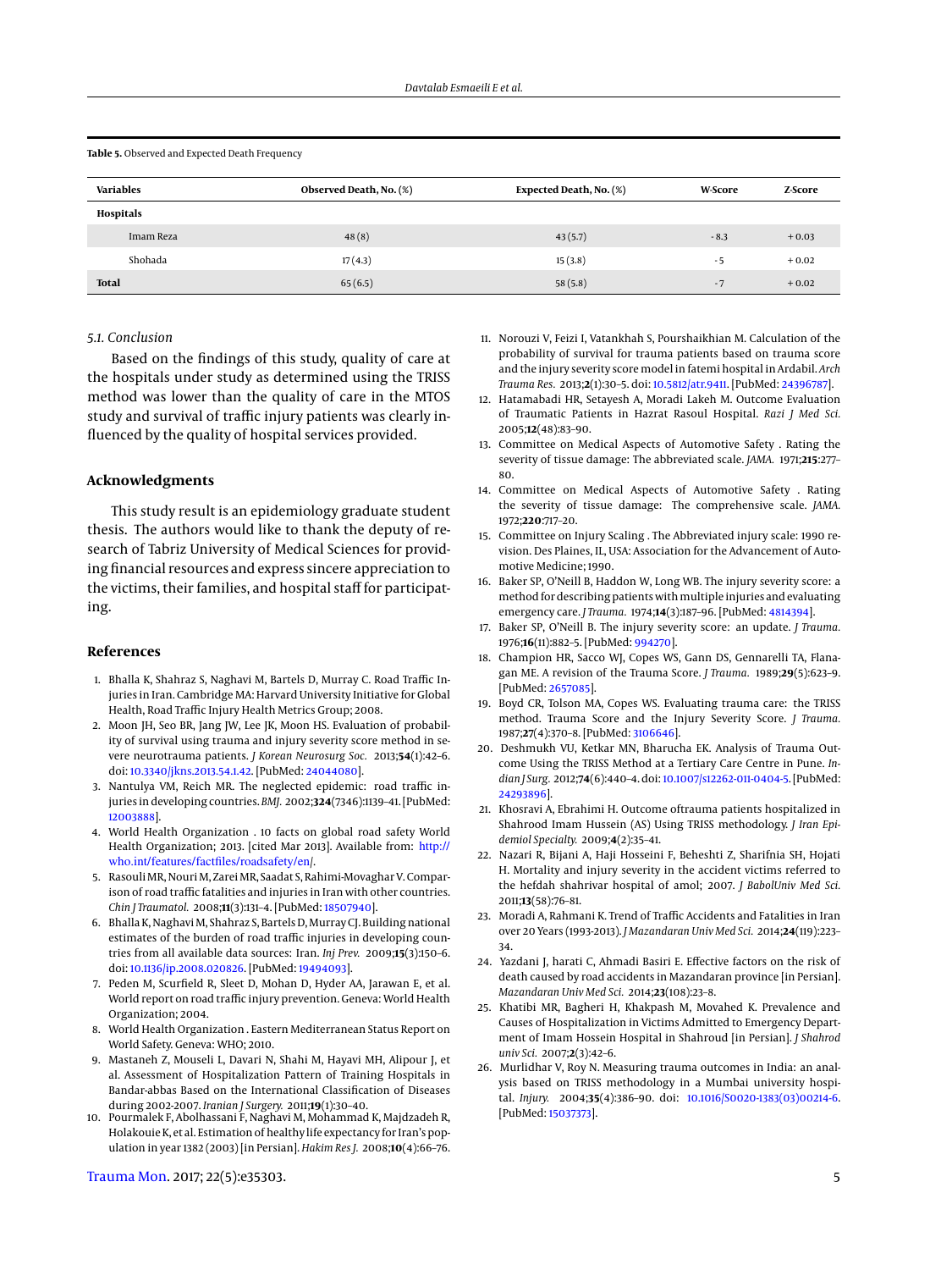**Table 5.** Observed and Expected Death Frequency

| Variables | Observed Death, No. (%) | Expected Death, No. (%) | W-Score | Z-Score |
|---|---|---|---|---|
| **Hospitals** | | | | |
| Imam Reza | 48 (8) | 43 (5.7) | - 8.3 | + 0.03 |
| Shohada | 17 (4.3) | 15 (3.8) | - 5 | + 0.02 |
| **Total** | 65 (6.5) | 58 (5.8) | - 7 | + 0.02 |

### 5.1. Conclusion

Based on the findings of this study, quality of care at the hospitals under study as determined using the TRISS method was lower than the quality of care in the MTOS study and survival of traffic injury patients was clearly influenced by the quality of hospital services provided.

## Acknowledgments

This study result is an epidemiology graduate student thesis. The authors would like to thank the deputy of research of Tabriz University of Medical Sciences for providing financial resources and express sincere appreciation to the victims, their families, and hospital staff for participating.

## References

1. Bhalla K, Shahraz S, Naghavi M, Bartels D, Murray C. Road Traffic Injuries in Iran. Cambridge MA: Harvard University Initiative for Global Health, Road Traffic Injury Health Metrics Group; 2008.
2. Moon JH, Seo BR, Jang JW, Lee JK, Moon HS. Evaluation of probability of survival using trauma and injury severity score method in severe neurotrauma patients. *J Korean Neurosurg Soc.* 2013;**54**(1):42–6. doi: 10.3340/jkns.2013.54.1.42. [PubMed: 24044080].
3. Nantulya VM, Reich MR. The neglected epidemic: road traffic injuries in developing countries. *BMJ.* 2002;**324**(7346):1139–41. [PubMed: 12003888].
4. World Health Organization . 10 facts on global road safety World Health Organization; 2013. [cited Mar 2013]. Available from: http://who.int/features/factfiles/roadsafety/en/.
5. Rasouli MR, Nouri M, Zarei MR, Saadat S, Rahimi-Movaghar V. Comparison of road traffic fatalities and injuries in Iran with other countries. *Chin J Traumatol.* 2008;**11**(3):131–4. [PubMed: 18507940].
6. Bhalla K, Naghavi M, Shahraz S, Bartels D, Murray CJ. Building national estimates of the burden of road traffic injuries in developing countries from all available data sources: Iran. *Inj Prev.* 2009;**15**(3):150–6. doi: 10.1136/ip.2008.020826. [PubMed: 19494093].
7. Peden M, Scurfield R, Sleet D, Mohan D, Hyder AA, Jarawan E, et al. World report on road traffic injury prevention. Geneva: World Health Organization; 2004.
8. World Health Organization . Eastern Mediterranean Status Report on World Safety. Geneva: WHO; 2010.
9. Mastaneh Z, Mouseli L, Davari N, Shahi M, Hayavi MH, Alipour J, et al. Assessment of Hospitalization Pattern of Training Hospitals in Bandar-abbas Based on the International Classification of Diseases during 2002-2007. *Iranian J Surgery.* 2011;**19**(1):30–40.
10. Pourmalek F, Abolhassani F, Naghavi M, Mohammad K, Majdzadeh R, Holakouie K, et al. Estimation of healthy life expectancy for Iran's population in year 1382 (2003) [in Persian]. *Hakim Res J.* 2008;**10**(4):66–76.
11. Norouzi V, Feizi I, Vatankhah S, Pourshaikhian M. Calculation of the probability of survival for trauma patients based on trauma score and the injury severity score model in fatemi hospital in Ardabil. *Arch Trauma Res.* 2013;**2**(1):30–5. doi: 10.5812/atr.9411. [PubMed: 24396787].
12. Hatamabadi HR, Setayesh A, Moradi Lakeh M. Outcome Evaluation of Traumatic Patients in Hazrat Rasoul Hospital. *Razi J Med Sci.* 2005;**12**(48):83–90.
13. Committee on Medical Aspects of Automotive Safety . Rating the severity of tissue damage: The abbreviated scale. *JAMA.* 1971;**215**:277–80.
14. Committee on Medical Aspects of Automotive Safety . Rating the severity of tissue damage: The comprehensive scale. *JAMA.* 1972;**220**:717–20.
15. Committee on Injury Scaling . The Abbreviated injury scale: 1990 revision. Des Plaines, IL, USA: Association for the Advancement of Automotive Medicine; 1990.
16. Baker SP, O'Neill B, Haddon W, Long WB. The injury severity score: a method for describing patients with multiple injuries and evaluating emergency care. *J Trauma.* 1974;**14**(3):187–96. [PubMed: 4814394].
17. Baker SP, O'Neill B. The injury severity score: an update. *J Trauma.* 1976;**16**(11):882–5. [PubMed: 994270].
18. Champion HR, Sacco WJ, Copes WS, Gann DS, Gennarelli TA, Flanagan ME. A revision of the Trauma Score. *J Trauma.* 1989;**29**(5):623–9. [PubMed: 2657085].
19. Boyd CR, Tolson MA, Copes WS. Evaluating trauma care: the TRISS method. Trauma Score and the Injury Severity Score. *J Trauma.* 1987;**27**(4):370–8. [PubMed: 3106646].
20. Deshmukh VU, Ketkar MN, Bharucha EK. Analysis of Trauma Outcome Using the TRISS Method at a Tertiary Care Centre in Pune. *Indian J Surg.* 2012;**74**(6):440–4. doi: 10.1007/s12262-011-0404-5. [PubMed: 24293896].
21. Khosravi A, Ebrahimi H. Outcome oftrauma patients hospitalized in Shahrood Imam Hussein (AS) Using TRISS methodology. *J Iran Epidemiol Specialty.* 2009;**4**(2):35–41.
22. Nazari R, Bijani A, Haji Hosseini F, Beheshti Z, Sharifnia SH, Hojati H. Mortality and injury severity in the accident victims referred to the hefdah shahrivar hospital of amol; 2007. *J BabolUniv Med Sci.* 2011;**13**(58):76–81.
23. Moradi A, Rahmani K. Trend of Traffic Accidents and Fatalities in Iran over 20 Years (1993-2013). *J Mazandaran Univ Med Sci.* 2014;**24**(119):223–34.
24. Yazdani J, harati C, Ahmadi Basiri E. Effective factors on the risk of death caused by road accidents in Mazandaran province [in Persian]. *Mazandaran Univ Med Sci.* 2014;**23**(108):23–8.
25. Khatibi MR, Bagheri H, Khakpash M, Movahed K. Prevalence and Causes of Hospitalization in Victims Admitted to Emergency Department of Imam Hossein Hospital in Shahroud [in Persian]. *J Shahrod univ Sci.* 2007;**2**(3):42–6.
26. Murlidhar V, Roy N. Measuring trauma outcomes in India: an analysis based on TRISS methodology in a Mumbai university hospital. *Injury.* 2004;**35**(4):386–90. doi: 10.1016/S0020-1383(03)00214-6. [PubMed: 15037373].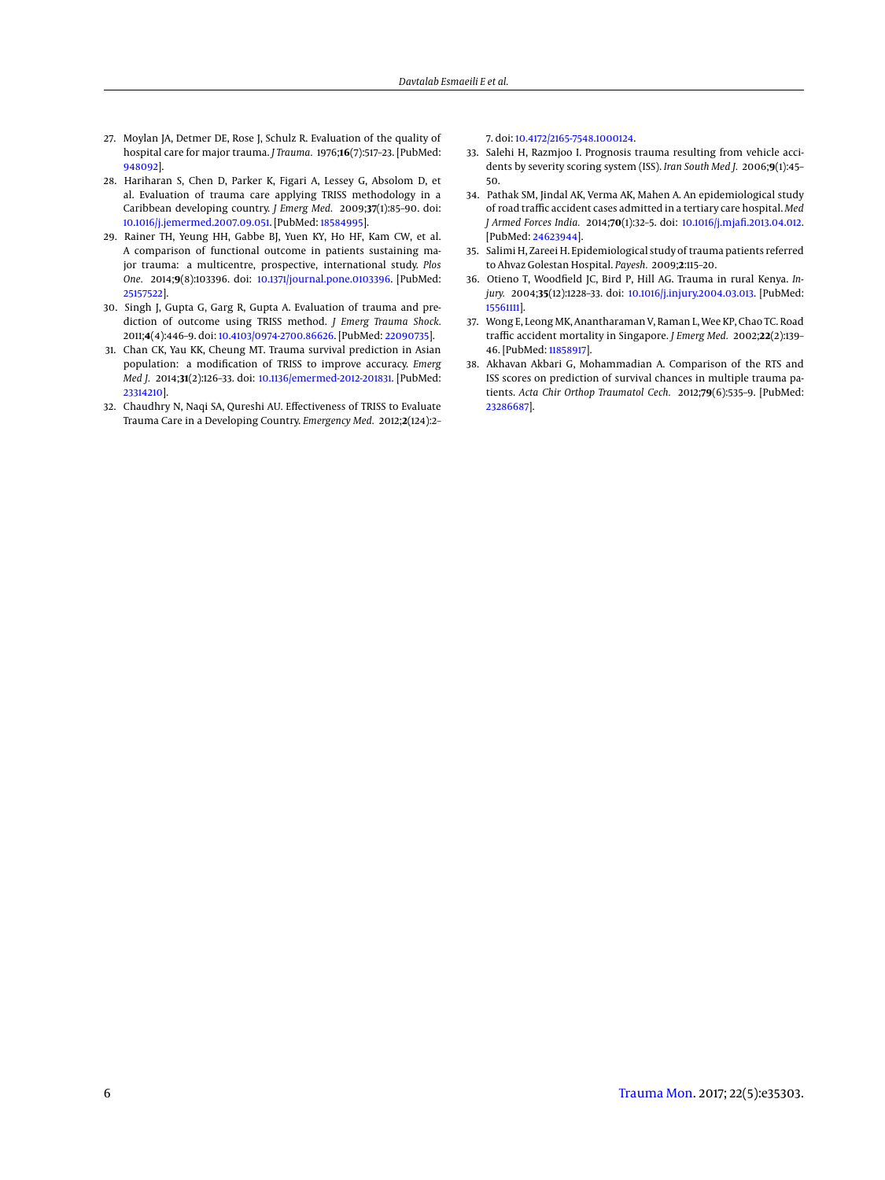27. Moylan JA, Detmer DE, Rose J, Schulz R. Evaluation of the quality of hospital care for major trauma. *J Trauma.* 1976;**16**(7):517–23. [PubMed: 948092].
28. Hariharan S, Chen D, Parker K, Figari A, Lessey G, Absolom D, et al. Evaluation of trauma care applying TRISS methodology in a Caribbean developing country. *J Emerg Med.* 2009;**37**(1):85–90. doi: 10.1016/j.jemermed.2007.09.051. [PubMed: 18584995].
29. Rainer TH, Yeung HH, Gabbe BJ, Yuen KY, Ho HF, Kam CW, et al. A comparison of functional outcome in patients sustaining major trauma: a multicentre, prospective, international study. *Plos One.* 2014;**9**(8):103396. doi: 10.1371/journal.pone.0103396. [PubMed: 25157522].
30. Singh J, Gupta G, Garg R, Gupta A. Evaluation of trauma and prediction of outcome using TRISS method. *J Emerg Trauma Shock.* 2011;**4**(4):446–9. doi: 10.4103/0974-2700.86626. [PubMed: 22090735].
31. Chan CK, Yau KK, Cheung MT. Trauma survival prediction in Asian population: a modification of TRISS to improve accuracy. *Emerg Med J.* 2014;**31**(2):126–33. doi: 10.1136/emermed-2012-201831. [PubMed: 23314210].
32. Chaudhry N, Naqi SA, Qureshi AU. Effectiveness of TRISS to Evaluate Trauma Care in a Developing Country. *Emergency Med.* 2012;**2**(124):2–7. doi: 10.4172/2165-7548.1000124.
33. Salehi H, Razmjoo I. Prognosis trauma resulting from vehicle accidents by severity scoring system (ISS). *Iran South Med J.* 2006;**9**(1):45–50.
34. Pathak SM, Jindal AK, Verma AK, Mahen A. An epidemiological study of road traffic accident cases admitted in a tertiary care hospital. *Med J Armed Forces India.* 2014;**70**(1):32–5. doi: 10.1016/j.mjafi.2013.04.012. [PubMed: 24623944].
35. Salimi H, Zareei H. Epidemiological study of trauma patients referred to Ahvaz Golestan Hospital. *Payesh.* 2009;**2**:115–20.
36. Otieno T, Woodfield JC, Bird P, Hill AG. Trauma in rural Kenya. *Injury.* 2004;**35**(12):1228–33. doi: 10.1016/j.injury.2004.03.013. [PubMed: 15561111].
37. Wong E, Leong MK, Anantharaman V, Raman L, Wee KP, Chao TC. Road traffic accident mortality in Singapore. *J Emerg Med.* 2002;**22**(2):139–46. [PubMed: 11858917].
38. Akhavan Akbari G, Mohammadian A. Comparison of the RTS and ISS scores on prediction of survival chances in multiple trauma patients. *Acta Chir Orthop Traumatol Cech.* 2012;**79**(6):535–9. [PubMed: 23286687].